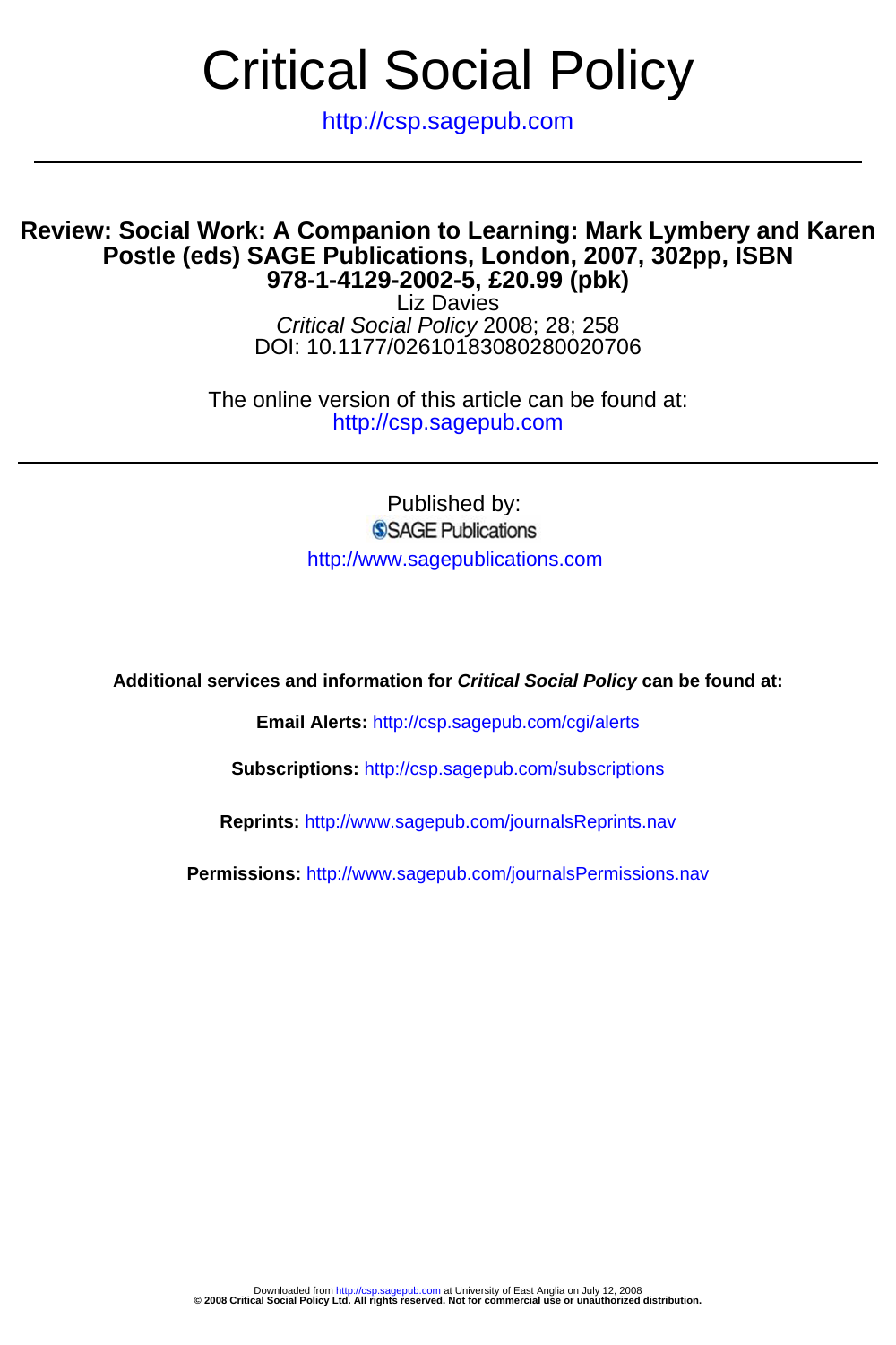# Critical Social Policy

http://csp.sagepub.com

---

## Review: Social Work: A Companion to Learning: Mark Lymbery and Karen Postle (eds) SAGE Publications, London, 2007, 302pp, ISBN 978-1-4129-2002-5, £20.99 (pbk)

Liz Davies

*Critical Social Policy* 2008; 28; 258

DOI: 10.1177/02610183080280020706

The online version of this article can be found at:
http://csp.sagepub.com

---

Published by:

SAGE Publications

http://www.sagepublications.com

**Additional services and information for *Critical Social Policy* can be found at:**

**Email Alerts:** http://csp.sagepub.com/cgi/alerts

**Subscriptions:** http://csp.sagepub.com/subscriptions

**Reprints:** http://www.sagepub.com/journalsReprints.nav

**Permissions:** http://www.sagepub.com/journalsPermissions.nav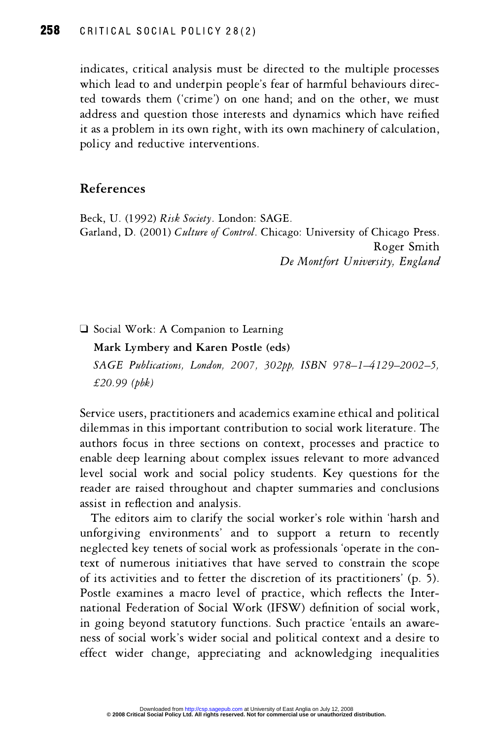indicates, critical analysis must be directed to the multiple processes which lead to and underpin people's fear of harmful behaviours directed towards them ('crime') on one hand; and on the other, we must address and question those interests and dynamics which have reified it as a problem in its own right, with its own machinery of calculation, policy and reductive interventions.

## References

Beck, U. (1992) *Risk Society*. London: SAGE.

Garland, D. (2001) *Culture of Control*. Chicago: University of Chicago Press.

Roger Smith
*De Montfort University, England*

❑ Social Work: A Companion to Learning

**Mark Lymbery and Karen Postle (eds)**

*SAGE Publications, London, 2007, 302pp, ISBN 978–1–4129–2002–5, £20.99 (pbk)*

Service users, practitioners and academics examine ethical and political dilemmas in this important contribution to social work literature. The authors focus in three sections on context, processes and practice to enable deep learning about complex issues relevant to more advanced level social work and social policy students. Key questions for the reader are raised throughout and chapter summaries and conclusions assist in reflection and analysis.

The editors aim to clarify the social worker's role within 'harsh and unforgiving environments' and to support a return to recently neglected key tenets of social work as professionals 'operate in the context of numerous initiatives that have served to constrain the scope of its activities and to fetter the discretion of its practitioners' (p. 5). Postle examines a macro level of practice, which reflects the International Federation of Social Work (IFSW) definition of social work, in going beyond statutory functions. Such practice 'entails an awareness of social work's wider social and political context and a desire to effect wider change, appreciating and acknowledging inequalities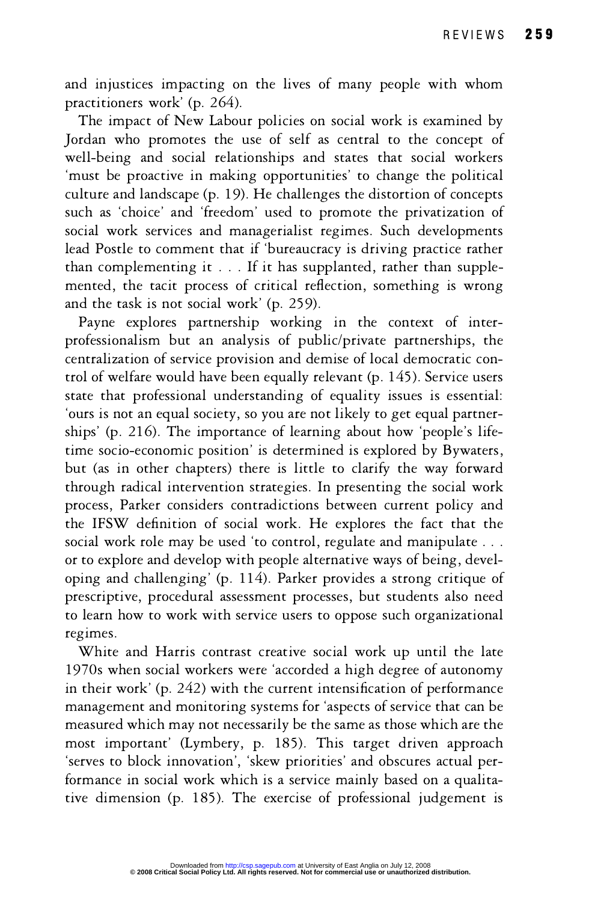and injustices impacting on the lives of many people with whom practitioners work' (p. 264).

The impact of New Labour policies on social work is examined by Jordan who promotes the use of self as central to the concept of well-being and social relationships and states that social workers 'must be proactive in making opportunities' to change the political culture and landscape (p. 19). He challenges the distortion of concepts such as 'choice' and 'freedom' used to promote the privatization of social work services and managerialist regimes. Such developments lead Postle to comment that if 'bureaucracy is driving practice rather than complementing it . . . If it has supplanted, rather than supplemented, the tacit process of critical reflection, something is wrong and the task is not social work' (p. 259).

Payne explores partnership working in the context of interprofessionalism but an analysis of public/private partnerships, the centralization of service provision and demise of local democratic control of welfare would have been equally relevant (p. 145). Service users state that professional understanding of equality issues is essential: 'ours is not an equal society, so you are not likely to get equal partnerships' (p. 216). The importance of learning about how 'people's lifetime socio-economic position' is determined is explored by Bywaters, but (as in other chapters) there is little to clarify the way forward through radical intervention strategies. In presenting the social work process, Parker considers contradictions between current policy and the IFSW definition of social work. He explores the fact that the social work role may be used 'to control, regulate and manipulate . . . or to explore and develop with people alternative ways of being, developing and challenging' (p. 114). Parker provides a strong critique of prescriptive, procedural assessment processes, but students also need to learn how to work with service users to oppose such organizational regimes.

White and Harris contrast creative social work up until the late 1970s when social workers were 'accorded a high degree of autonomy in their work' (p. 242) with the current intensification of performance management and monitoring systems for 'aspects of service that can be measured which may not necessarily be the same as those which are the most important' (Lymbery, p. 185). This target driven approach 'serves to block innovation', 'skew priorities' and obscures actual performance in social work which is a service mainly based on a qualitative dimension (p. 185). The exercise of professional judgement is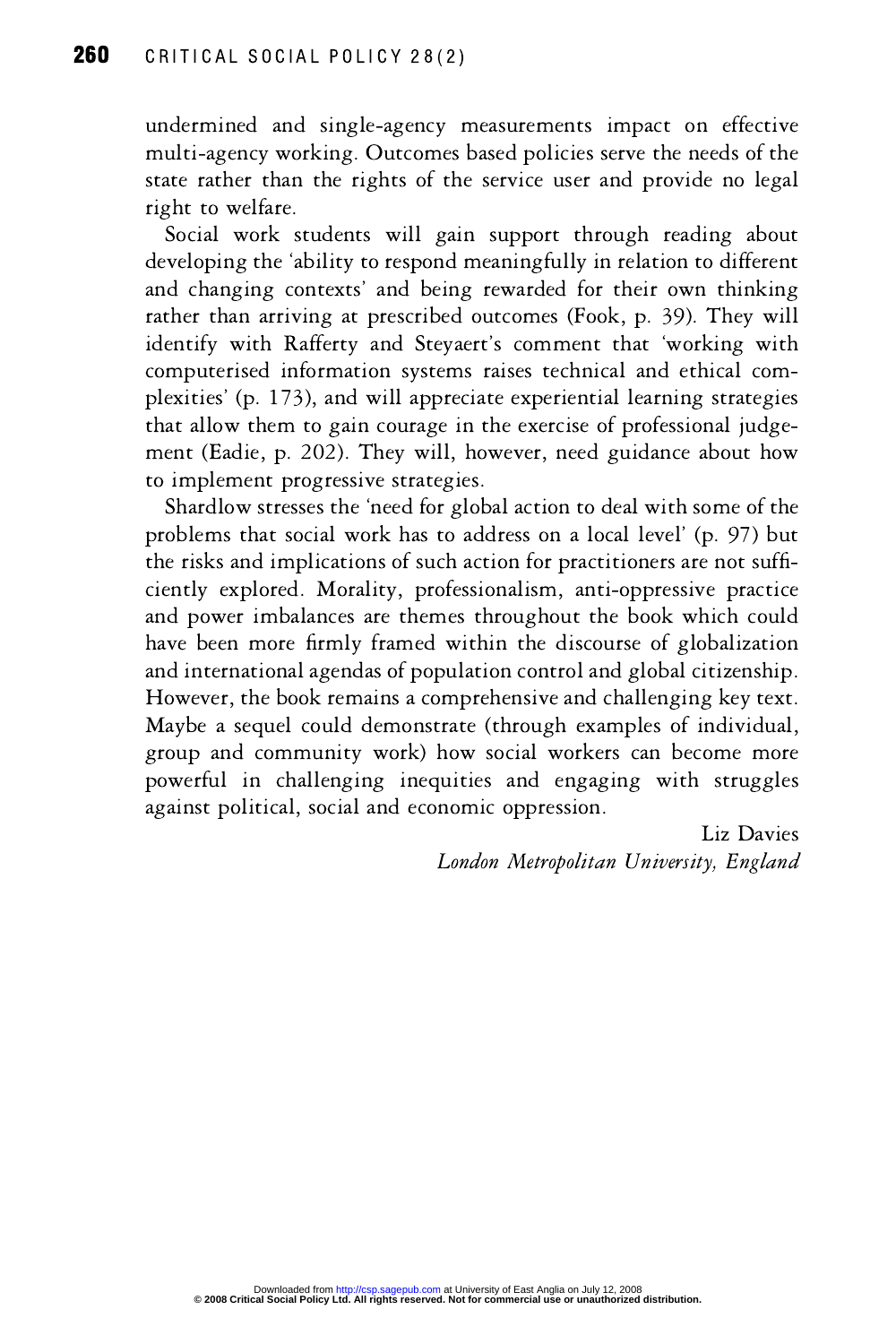undermined and single-agency measurements impact on effective multi-agency working. Outcomes based policies serve the needs of the state rather than the rights of the service user and provide no legal right to welfare.

Social work students will gain support through reading about developing the 'ability to respond meaningfully in relation to different and changing contexts' and being rewarded for their own thinking rather than arriving at prescribed outcomes (Fook, p. 39). They will identify with Rafferty and Steyaert's comment that 'working with computerised information systems raises technical and ethical complexities' (p. 173), and will appreciate experiential learning strategies that allow them to gain courage in the exercise of professional judgement (Eadie, p. 202). They will, however, need guidance about how to implement progressive strategies.

Shardlow stresses the 'need for global action to deal with some of the problems that social work has to address on a local level' (p. 97) but the risks and implications of such action for practitioners are not sufficiently explored. Morality, professionalism, anti-oppressive practice and power imbalances are themes throughout the book which could have been more firmly framed within the discourse of globalization and international agendas of population control and global citizenship. However, the book remains a comprehensive and challenging key text. Maybe a sequel could demonstrate (through examples of individual, group and community work) how social workers can become more powerful in challenging inequities and engaging with struggles against political, social and economic oppression.

Liz Davies
*London Metropolitan University, England*